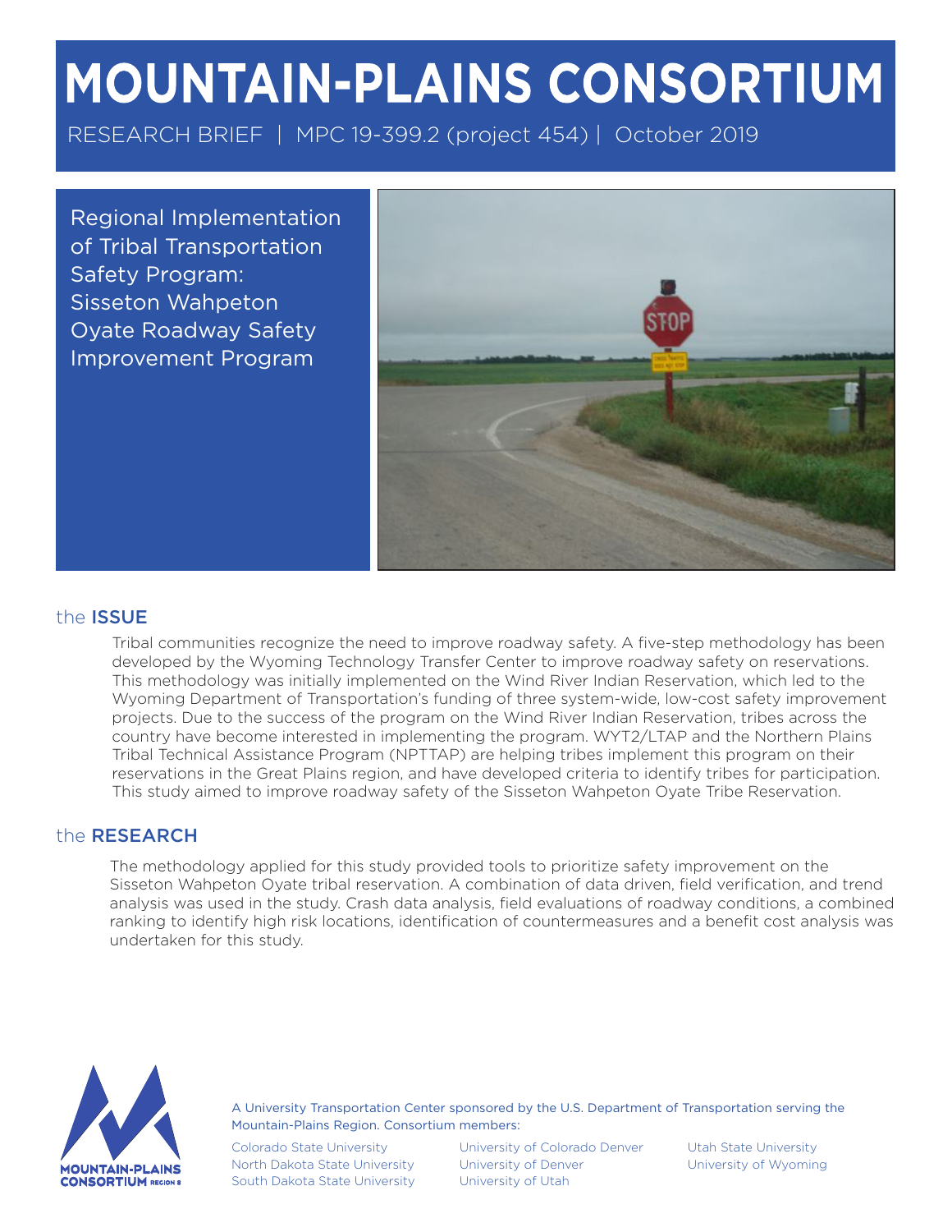# MOUNTAIN-PLAINS CONSORTIUM

RESEARCH BRIEF | MPC 19-399.2 (project 454) | October 2019

## Regional Implementation of Tribal Transportation Safety Program: Sisseton Wahpeton Oyate Roadway Safety Improvement Program

## the ISSUE

Tribal communities recognize the need to improve roadway safety. A five-step methodology has been developed by the Wyoming Technology Transfer Center to improve roadway safety on reservations. This methodology was initially implemented on the Wind River Indian Reservation, which led to the Wyoming Department of Transportation's funding of three system-wide, low-cost safety improvement projects. Due to the success of the program on the Wind River Indian Reservation, tribes across the country have become interested in implementing the program. WYT2/LTAP and the Northern Plains Tribal Technical Assistance Program (NPTTAP) are helping tribes implement this program on their reservations in the Great Plains region, and have developed criteria to identify tribes for participation. This study aimed to improve roadway safety of the Sisseton Wahpeton Oyate Tribe Reservation.

## the RESEARCH

The methodology applied for this study provided tools to prioritize safety improvement on the Sisseton Wahpeton Oyate tribal reservation. A combination of data driven, field verification, and trend analysis was used in the study. Crash data analysis, field evaluations of roadway conditions, a combined ranking to identify high risk locations, identification of countermeasures and a benefit cost analysis was undertaken for this study.

A University Transportation Center sponsored by the U.S. Department of Transportation serving the Mountain-Plains Region. Consortium members:

Colorado State University
North Dakota State University
South Dakota State University
University of Colorado Denver
University of Denver
University of Utah
Utah State University
University of Wyoming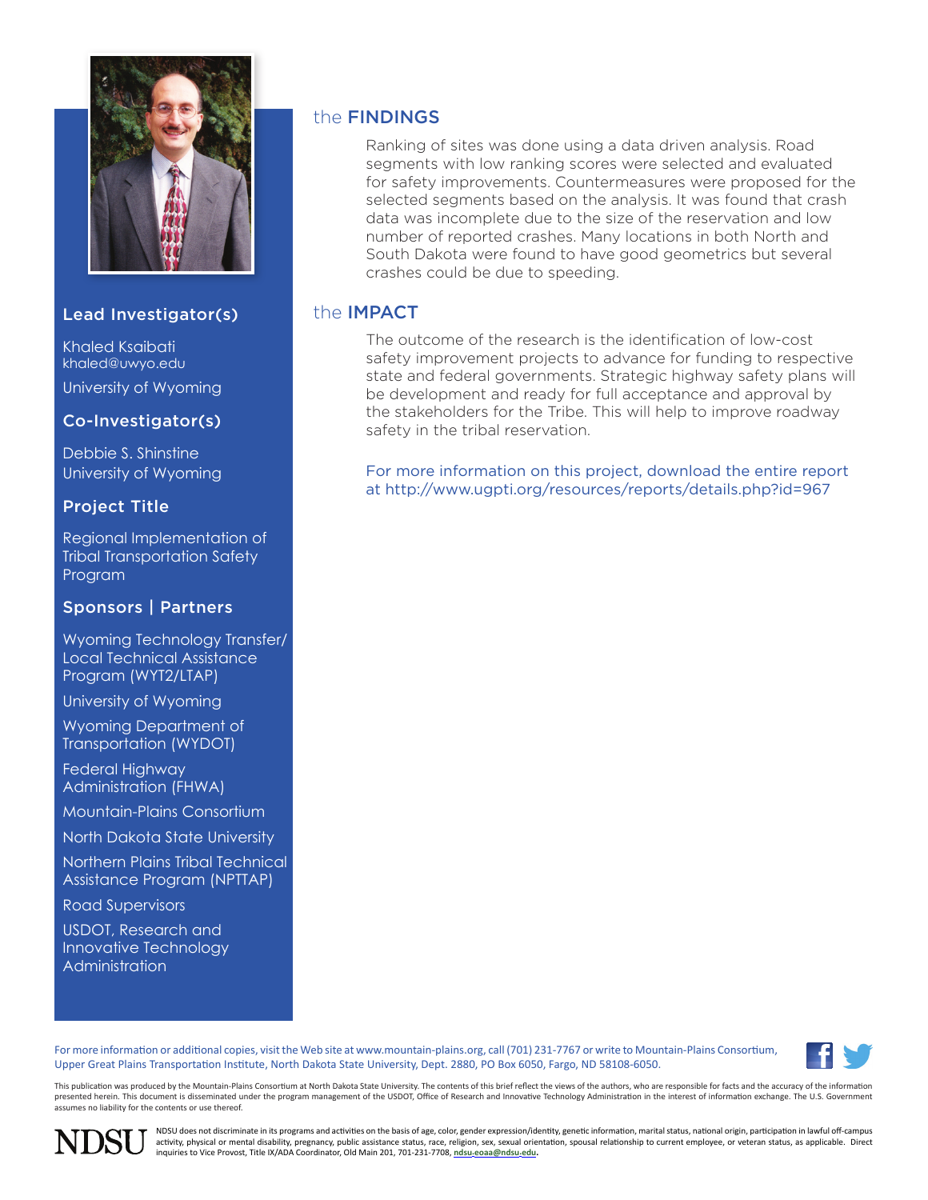## Lead Investigator(s)

Khaled Ksaibati
khaled@uwyo.edu
University of Wyoming

## Co-Investigator(s)

Debbie S. Shinstine
University of Wyoming

## Project Title

Regional Implementation of Tribal Transportation Safety Program

## Sponsors | Partners

Wyoming Technology Transfer/ Local Technical Assistance Program (WYT2/LTAP)

University of Wyoming

Wyoming Department of Transportation (WYDOT)

Federal Highway Administration (FHWA)

Mountain-Plains Consortium

North Dakota State University

Northern Plains Tribal Technical Assistance Program (NPTTAP)

Road Supervisors

USDOT, Research and Innovative Technology Administration

## the FINDINGS

Ranking of sites was done using a data driven analysis. Road segments with low ranking scores were selected and evaluated for safety improvements. Countermeasures were proposed for the selected segments based on the analysis. It was found that crash data was incomplete due to the size of the reservation and low number of reported crashes. Many locations in both North and South Dakota were found to have good geometrics but several crashes could be due to speeding.

## the IMPACT

The outcome of the research is the identification of low-cost safety improvement projects to advance for funding to respective state and federal governments. Strategic highway safety plans will be development and ready for full acceptance and approval by the stakeholders for the Tribe. This will help to improve roadway safety in the tribal reservation.

For more information on this project, download the entire report at http://www.ugpti.org/resources/reports/details.php?id=967

For more information or additional copies, visit the Web site at www.mountain-plains.org, call (701) 231-7767 or write to Mountain-Plains Consortium, Upper Great Plains Transportation Institute, North Dakota State University, Dept. 2880, PO Box 6050, Fargo, ND 58108-6050.

This publication was produced by the Mountain-Plains Consortium at North Dakota State University. The contents of this brief reflect the views of the authors, who are responsible for facts and the accuracy of the information presented herein. This document is disseminated under the program management of the USDOT, Office of Research and Innovative Technology Administration in the interest of information exchange. The U.S. Government assumes no liability for the contents or use thereof.

NDSU does not discriminate in its programs and activities on the basis of age, color, gender expression/identity, genetic information, marital status, national origin, participation in lawful off-campus activity, physical or mental disability, pregnancy, public assistance status, race, religion, sex, sexual orientation, spousal relationship to current employee, or veteran status, as applicable. Direct inquiries to Vice Provost, Title IX/ADA Coordinator, Old Main 201, 701-231-7708, ndsu.eoaa@ndsu.edu.